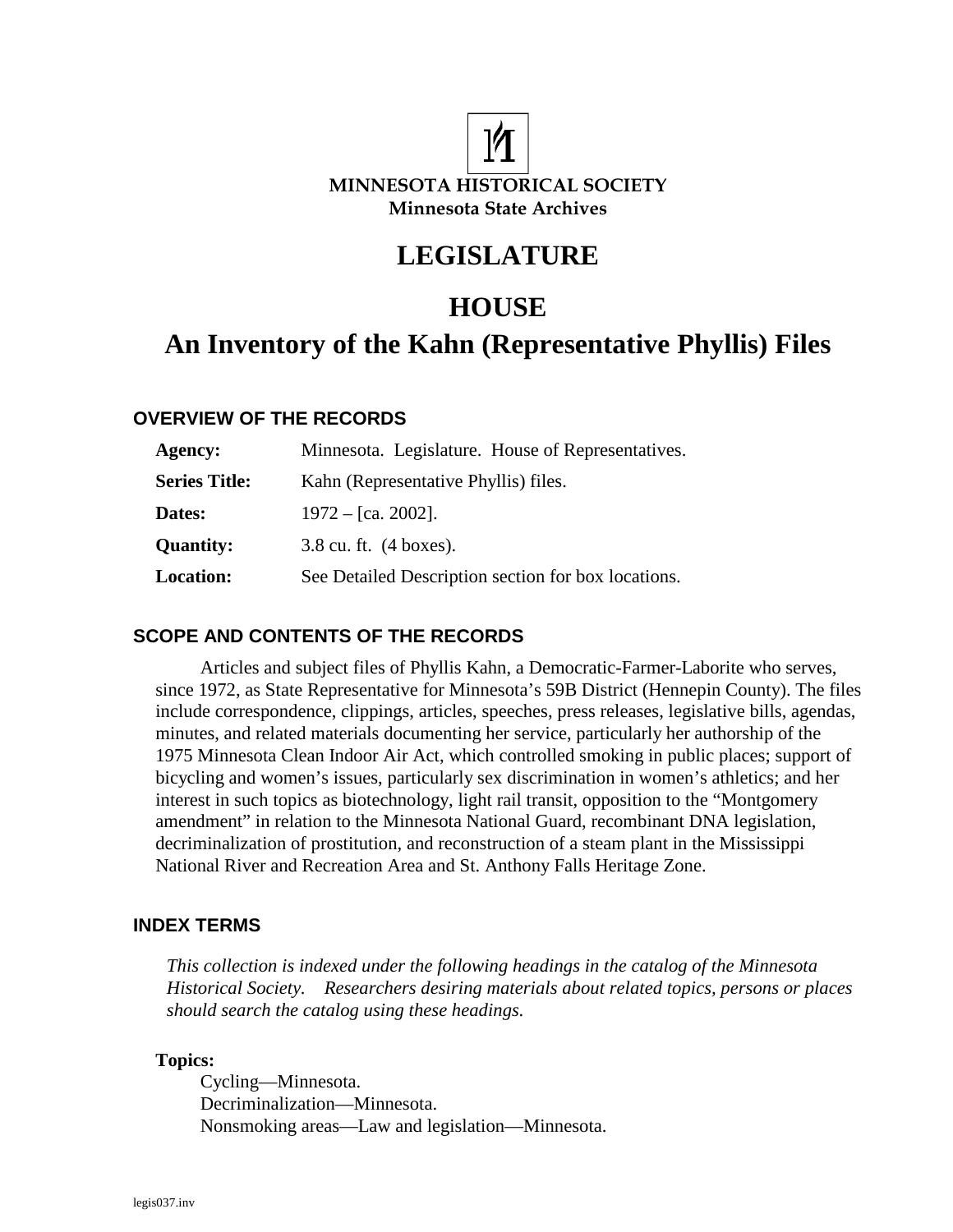**MINNESOTA HISTORICAL SOCIETY**
**Minnesota State Archives**

# LEGISLATURE

# HOUSE
# An Inventory of the Kahn (Representative Phyllis) Files

## OVERVIEW OF THE RECORDS

| | |
|---|---|
| **Agency:** | Minnesota. Legislature. House of Representatives. |
| **Series Title:** | Kahn (Representative Phyllis) files. |
| **Dates:** | 1972 – [ca. 2002]. |
| **Quantity:** | 3.8 cu. ft. (4 boxes). |
| **Location:** | See Detailed Description section for box locations. |

## SCOPE AND CONTENTS OF THE RECORDS

Articles and subject files of Phyllis Kahn, a Democratic-Farmer-Laborite who serves, since 1972, as State Representative for Minnesota's 59B District (Hennepin County). The files include correspondence, clippings, articles, speeches, press releases, legislative bills, agendas, minutes, and related materials documenting her service, particularly her authorship of the 1975 Minnesota Clean Indoor Air Act, which controlled smoking in public places; support of bicycling and women's issues, particularly sex discrimination in women's athletics; and her interest in such topics as biotechnology, light rail transit, opposition to the "Montgomery amendment" in relation to the Minnesota National Guard, recombinant DNA legislation, decriminalization of prostitution, and reconstruction of a steam plant in the Mississippi National River and Recreation Area and St. Anthony Falls Heritage Zone.

## INDEX TERMS

*This collection is indexed under the following headings in the catalog of the Minnesota Historical Society. Researchers desiring materials about related topics, persons or places should search the catalog using these headings.*

**Topics:**

Cycling—Minnesota.
Decriminalization—Minnesota.
Nonsmoking areas—Law and legislation—Minnesota.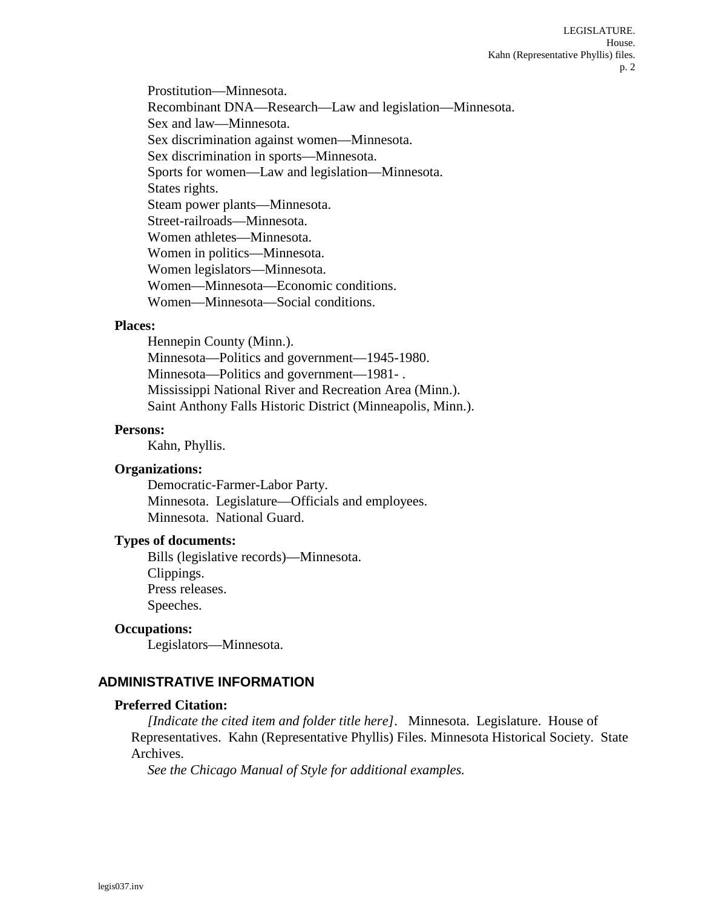Prostitution—Minnesota.
Recombinant DNA—Research—Law and legislation—Minnesota.
Sex and law—Minnesota.
Sex discrimination against women—Minnesota.
Sex discrimination in sports—Minnesota.
Sports for women—Law and legislation—Minnesota.
States rights.
Steam power plants—Minnesota.
Street-railroads—Minnesota.
Women athletes—Minnesota.
Women in politics—Minnesota.
Women legislators—Minnesota.
Women—Minnesota—Economic conditions.
Women—Minnesota—Social conditions.

**Places:**

Hennepin County (Minn.).
Minnesota—Politics and government—1945-1980.
Minnesota—Politics and government—1981- .
Mississippi National River and Recreation Area (Minn.).
Saint Anthony Falls Historic District (Minneapolis, Minn.).

**Persons:**

Kahn, Phyllis.

**Organizations:**

Democratic-Farmer-Labor Party.
Minnesota. Legislature—Officials and employees.
Minnesota. National Guard.

**Types of documents:**

Bills (legislative records)—Minnesota.
Clippings.
Press releases.
Speeches.

**Occupations:**

Legislators—Minnesota.

## ADMINISTRATIVE INFORMATION

**Preferred Citation:**

*[Indicate the cited item and folder title here].* Minnesota. Legislature. House of Representatives. Kahn (Representative Phyllis) Files. Minnesota Historical Society. State Archives.

*See the Chicago Manual of Style for additional examples.*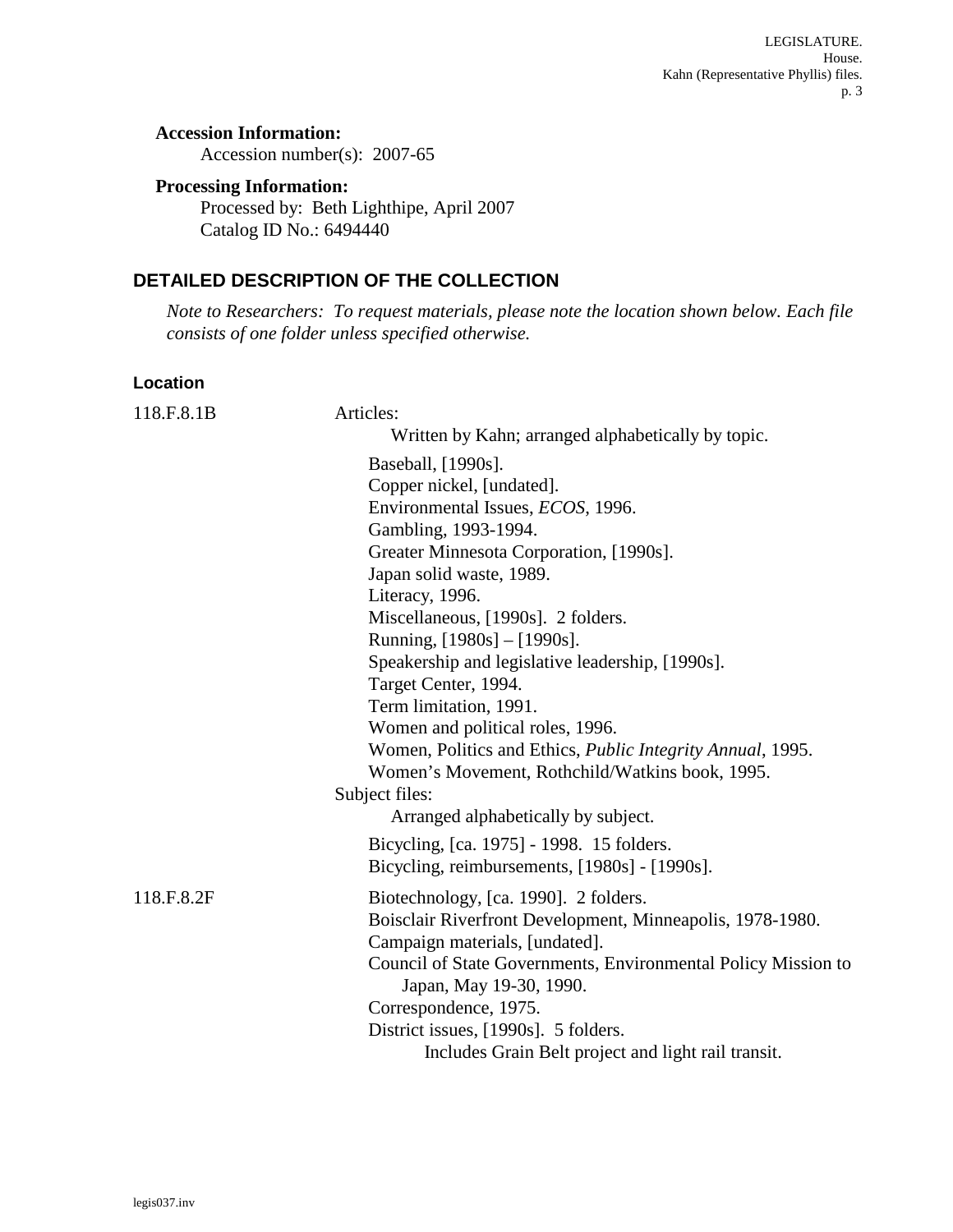**Accession Information:**

Accession number(s): 2007-65

**Processing Information:**

Processed by: Beth Lighthipe, April 2007
Catalog ID No.: 6494440

## DETAILED DESCRIPTION OF THE COLLECTION

*Note to Researchers: To request materials, please note the location shown below. Each file consists of one folder unless specified otherwise.*

| Location | |
|---|---|
| 118.F.8.1B | Articles: |
| | Written by Kahn; arranged alphabetically by topic. |
| | Baseball, [1990s]. |
| | Copper nickel, [undated]. |
| | Environmental Issues, *ECOS*, 1996. |
| | Gambling, 1993-1994. |
| | Greater Minnesota Corporation, [1990s]. |
| | Japan solid waste, 1989. |
| | Literacy, 1996. |
| | Miscellaneous, [1990s]. 2 folders. |
| | Running, [1980s] – [1990s]. |
| | Speakership and legislative leadership, [1990s]. |
| | Target Center, 1994. |
| | Term limitation, 1991. |
| | Women and political roles, 1996. |
| | Women, Politics and Ethics, *Public Integrity Annual*, 1995. |
| | Women's Movement, Rothchild/Watkins book, 1995. |
| | Subject files: |
| | Arranged alphabetically by subject. |
| | Bicycling, [ca. 1975] - 1998. 15 folders. |
| | Bicycling, reimbursements, [1980s] - [1990s]. |
| 118.F.8.2F | Biotechnology, [ca. 1990]. 2 folders. |
| | Boisclair Riverfront Development, Minneapolis, 1978-1980. |
| | Campaign materials, [undated]. |
| | Council of State Governments, Environmental Policy Mission to Japan, May 19-30, 1990. |
| | Correspondence, 1975. |
| | District issues, [1990s]. 5 folders. |
| | Includes Grain Belt project and light rail transit. |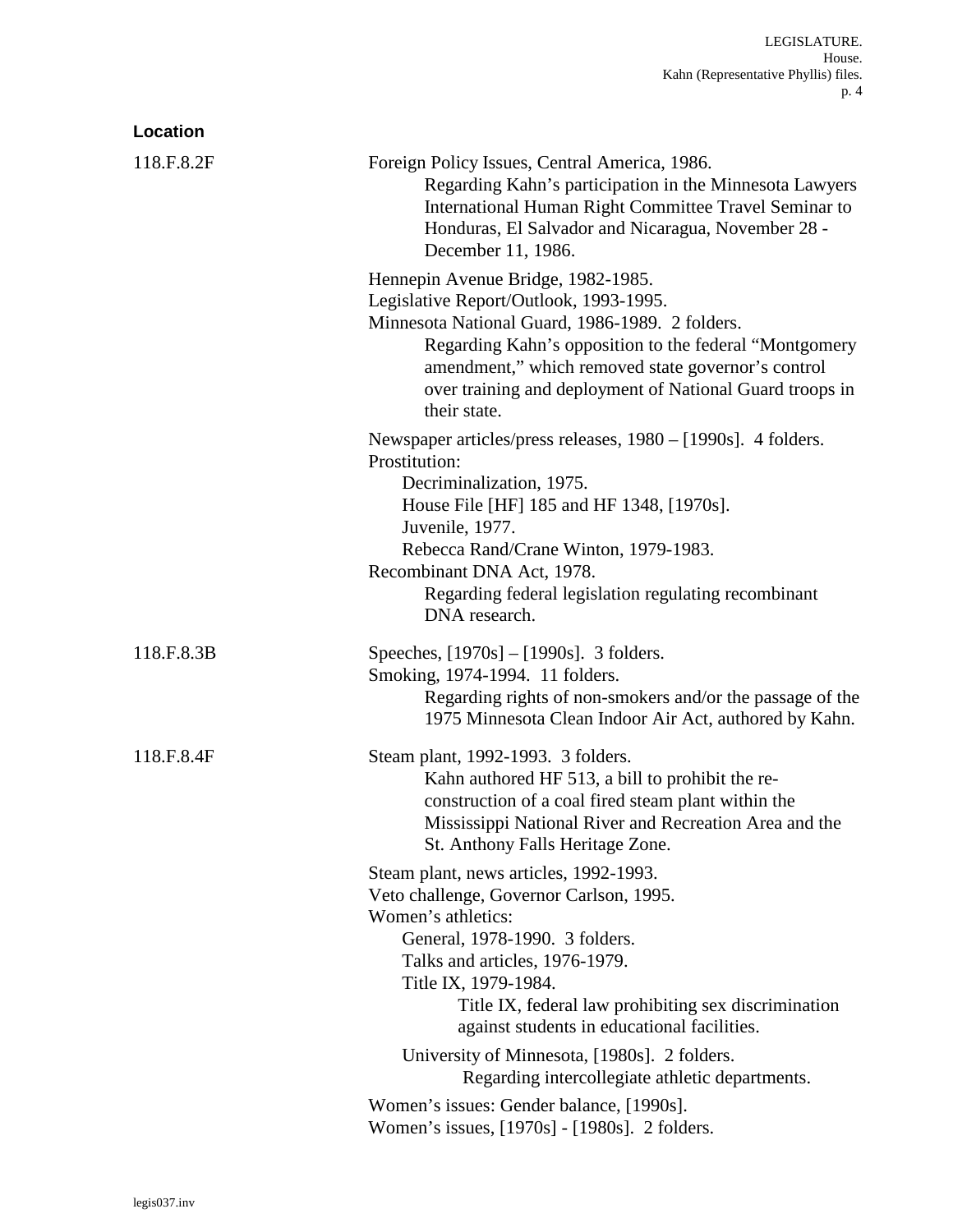**Location**

| | |
|---|---|
| 118.F.8.2F | Foreign Policy Issues, Central America, 1986.<br>Regarding Kahn's participation in the Minnesota Lawyers International Human Right Committee Travel Seminar to Honduras, El Salvador and Nicaragua, November 28 - December 11, 1986. |
| | Hennepin Avenue Bridge, 1982-1985.<br>Legislative Report/Outlook, 1993-1995.<br>Minnesota National Guard, 1986-1989. 2 folders.<br>Regarding Kahn's opposition to the federal "Montgomery amendment," which removed state governor's control over training and deployment of National Guard troops in their state. |
| | Newspaper articles/press releases, 1980 – [1990s]. 4 folders.<br>Prostitution:<br>Decriminalization, 1975.<br>House File [HF] 185 and HF 1348, [1970s].<br>Juvenile, 1977.<br>Rebecca Rand/Crane Winton, 1979-1983.<br>Recombinant DNA Act, 1978.<br>Regarding federal legislation regulating recombinant DNA research. |
| 118.F.8.3B | Speeches, [1970s] – [1990s]. 3 folders.<br>Smoking, 1974-1994. 11 folders.<br>Regarding rights of non-smokers and/or the passage of the 1975 Minnesota Clean Indoor Air Act, authored by Kahn. |
| 118.F.8.4F | Steam plant, 1992-1993. 3 folders.<br>Kahn authored HF 513, a bill to prohibit the re-construction of a coal fired steam plant within the Mississippi National River and Recreation Area and the St. Anthony Falls Heritage Zone. |
| | Steam plant, news articles, 1992-1993.<br>Veto challenge, Governor Carlson, 1995.<br>Women's athletics:<br>General, 1978-1990. 3 folders.<br>Talks and articles, 1976-1979.<br>Title IX, 1979-1984.<br>Title IX, federal law prohibiting sex discrimination against students in educational facilities. |
| | University of Minnesota, [1980s]. 2 folders.<br>Regarding intercollegiate athletic departments. |
| | Women's issues: Gender balance, [1990s].<br>Women's issues, [1970s] - [1980s]. 2 folders. |